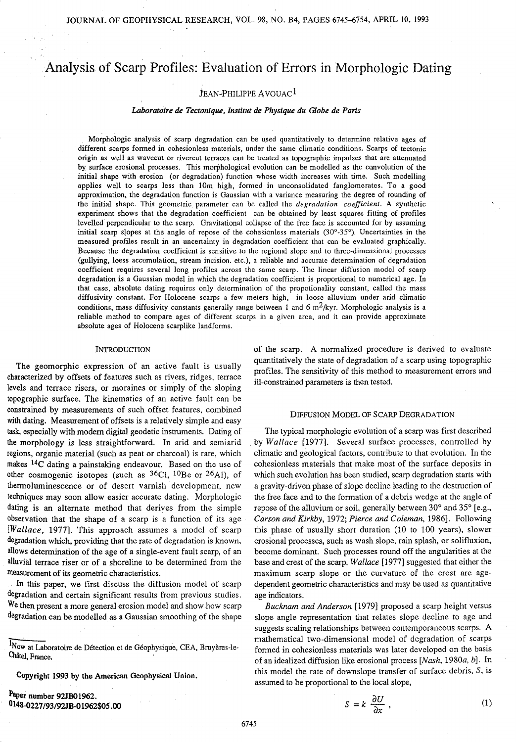# Analysis of Scarp Profiles: Evaluation of Errors in Morphologic Dating

JEAN-PHILIPPE AVOUAC[1]

*Laboratoire de Tectonique, Institut de Physique du Globe de Paris*

Morphologic analysis of scarp degradation can be used quantitatively to determine relative ages of different scarps formed in cohesionless materials, under the same climatic conditions. Scarps of tectonic origin as well as wavecut or rivercut terraces can be treated as topographic impulses that are attenuated by surface erosional processes. This morphological evolution can be modelled as the convolution of the initial shape with erosion (or degradation) function whose width increases with time. Such modelling applies well to scarps less than 10m high, formed in unconsolidated fanglomerates. To a good approximation, the degradation function is Gaussian with a variance measuring the degree of rounding of the initial shape. This geometric parameter can be called the *degradation coefficient*. A synthetic experiment shows that the degradation coefficient can be obtained by least squares fitting of profiles levelled perpendicular to the scarp. Gravitational collapse of the free face is accounted for by assuming initial scarp slopes at the angle of repose of the cohesionless materials (30°-35°). Uncertainties in the measured profiles result in an uncertainty in degradation coefficient that can be evaluated graphically. Because the degradation coefficient is sensitive to the regional slope and to three-dimensional processes (gullying, loess accumulation, stream incision. etc.), a reliable and accurate determination of degradation coefficient requires several long profiles across the same scarp. The linear diffusion model of scarp degradation is a Gaussian model in which the degradation coefficient is proportional to numerical age. In that case, absolute dating requires only determination of the propotionality constant, called the mass diffusivity constant. For Holocene scarps a few meters high, in loose alluvium under arid climatic conditions, mass diffusivity constants generally range between 1 and 6 $m^2$/kyr. Morphologic analysis is a reliable method to compare ages of different scarps in a given area, and it can provide approximate absolute ages of Holocene scarplike landforms.

## INTRODUCTION

The geomorphic expression of an active fault is usually characterized by offsets of features such as rivers, ridges, terrace levels and terrace risers, or moraines or simply of the sloping topographic surface. The kinematics of an active fault can be constrained by measurements of such offset features, combined with dating. Measurement of offsets is a relatively simple and easy task, especially with modern digital geodetic instruments. Dating of the morphology is less straightforward. In arid and semiarid regions, organic material (such as peat or charcoal) is rare, which makes $^{14}C$ dating a painstaking endeavour. Based on the use of other cosmogenic isotopes (such as $^{36}Cl$, $^{10}Be$ or $^{26}Al$), of thermoluminescence or of desert varnish development, new techniques may soon allow easier accurate dating. Morphologic dating is an alternate method that derives from the simple observation that the shape of a scarp is a function of its age [*Wallace*, 1977]. This approach assumes a model of scarp degradation which, providing that the rate of degradation is known, allows determination of the age of a single-event fault scarp, of an alluvial terrace riser or of a shoreline to be determined from the measurement of its geometric characteristics.

In this paper, we first discuss the diffusion model of scarp degradation and certain significant results from previous studies. We then present a more general erosion model and show how scarp degradation can be modelled as a Gaussian smoothing of the shape of the scarp. A normalized procedure is derived to evaluate quantitatively the state of degradation of a scarp using topographic profiles. The sensitivity of this method to measurement errors and ill-constrained parameters is then tested.

[1]Now at Laboratoire de Détection et de Géophysique, CEA, Bruyères-le-Châtel, France.

Copyright 1993 by the American Geophysical Union.

Paper number 92JB01962.
0148-0227/93/92JB-01962$05.00

## DIFFUSION MODEL OF SCARP DEGRADATION

The typical morphologic evolution of a scarp was first described by *Wallace* [1977]. Several surface processes, controlled by climatic and geological factors, contribute to that evolution. In the cohesionless materials that make most of the surface deposits in which such evolution has been studied, scarp degradation starts with a gravity-driven phase of slope decline leading to the destruction of the free face and to the formation of a debris wedge at the angle of repose of the alluvium or soil, generally between 30° and 35° [e.g., *Carson and Kirkby*, 1972; *Pierce and Coleman*, 1986]. Following this phase of usually short duration (10 to 100 years), slower erosional processes, such as wash slope, rain splash, or solifluxion, become dominant. Such processes round off the angularities at the base and crest of the scarp. *Wallace* [1977] suggested that either the maximum scarp slope or the curvature of the crest are age-dependent geometric characteristics and may be used as quantitative age indicators.

*Bucknam and Anderson* [1979] proposed a scarp height versus slope angle representation that relates slope decline to age and suggests scaling relationships between contemporaneous scarps. A mathematical two-dimensional model of degradation of scarps formed in cohesionless materials was later developed on the basis of an idealized diffusion like erosional process [*Nash*, 1980*a*, *b*]. In this model the rate of downslope transfer of surface debris, $S$, is assumed to be proportional to the local slope,

$$S = k \frac{\partial U}{\partial x}, \tag{1}$$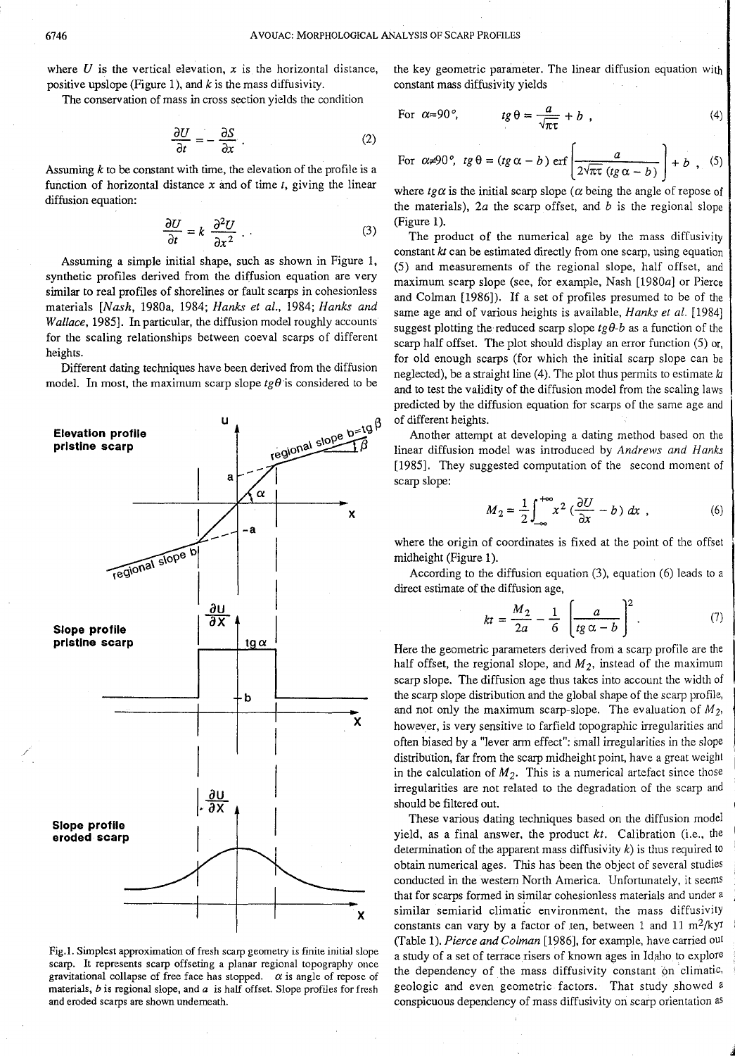where $U$ is the vertical elevation, $x$ is the horizontal distance, positive upslope (Figure 1), and $k$ is the mass diffusivity.

The conservation of mass in cross section yields the condition

$$\frac{\partial U}{\partial t} = -\frac{\partial S}{\partial x} . \quad (2)$$

Assuming $k$ to be constant with time, the elevation of the profile is a function of horizontal distance $x$ and of time $t$, giving the linear diffusion equation:

$$\frac{\partial U}{\partial t} = k \frac{\partial^2 U}{\partial x^2} . \quad (3)$$

Assuming a simple initial shape, such as shown in Figure 1, synthetic profiles derived from the diffusion equation are very similar to real profiles of shorelines or fault scarps in cohesionless materials [*Nash*, 1980a, 1984; *Hanks et al.*, 1984; *Hanks and Wallace*, 1985]. In particular, the diffusion model roughly accounts for the scaling relationships between coeval scarps of different heights.

Different dating techniques have been derived from the diffusion model. In most, the maximum scarp slope $tg\theta$ is considered to be the key geometric parameter. The linear diffusion equation with constant mass diffusivity yields

$$\text{For } \alpha = 90°, \quad tg\,\theta = \frac{a}{\sqrt{\pi t}} + b , \quad (4)$$

$$\text{For } \alpha \neq 90°, \quad tg\,\theta = (tg\,\alpha - b)\,\text{erf}\left[\frac{a}{2\sqrt{\pi t}\,(tg\,\alpha - b)}\right] + b , \quad (5)$$

where $tg\alpha$ is the initial scarp slope ($\alpha$ being the angle of repose of the materials), $2a$ the scarp offset, and $b$ is the regional slope (Figure 1).

The product of the numerical age by the mass diffusivity constant $kt$ can be estimated directly from one scarp, using equation (5) and measurements of the regional slope, half offset, and maximum scarp slope (see, for example, Nash [1980*a*] or Pierce and Colman [1986]). If a set of profiles presumed to be of the same age and of various heights is available, *Hanks et al.* [1984] suggest plotting the reduced scarp slope $tg\theta$-$b$ as a function of the scarp half offset. The plot should display an error function (5) or, for old enough scarps (for which the initial scarp slope can be neglected), be a straight line (4). The plot thus permits to estimate $kt$ and to test the validity of the diffusion model from the scaling laws predicted by the diffusion equation for scarps of the same age and of different heights.

Another attempt at developing a dating method based on the linear diffusion model was introduced by *Andrews and Hanks* [1985]. They suggested computation of the second moment of scarp slope:

$$M_2 = \frac{1}{2}\int_{-\infty}^{+\infty} x^2 \left(\frac{\partial U}{\partial x} - b\right) dx , \quad (6)$$

where the origin of coordinates is fixed at the point of the offset midheight (Figure 1).

According to the diffusion equation (3), equation (6) leads to a direct estimate of the diffusion age,

$$kt = \frac{M_2}{2a} - \frac{1}{6}\left[\frac{a}{tg\,\alpha - b}\right]^2 . \quad (7)$$

Here the geometric parameters derived from a scarp profile are the half offset, the regional slope, and $M_2$, instead of the maximum scarp slope. The diffusion age thus takes into account the width of the scarp slope distribution and the global shape of the scarp profile, and not only the maximum scarp-slope. The evaluation of $M_2$, however, is very sensitive to farfield topographic irregularities and often biased by a "lever arm effect": small irregularities in the slope distribution, far from the scarp midheight point, have a great weight in the calculation of $M_2$. This is a numerical artefact since those irregularities are not related to the degradation of the scarp and should be filtered out.

These various dating techniques based on the diffusion model yield, as a final answer, the product $kt$. Calibration (i.e., the determination of the apparent mass diffusivity $k$) is thus required to obtain numerical ages. This has been the object of several studies conducted in the western North America. Unfortunately, it seems that for scarps formed in similar cohesionless materials and under a similar semiarid climatic environment, the mass diffusivity constants can vary by a factor of ten, between 1 and 11 $m^2$/kyr (Table 1). *Pierce and Colman* [1986], for example, have carried out a study of a set of terrace risers of known ages in Idaho to explore the dependency of the mass diffusivity constant on climatic, geologic and even geometric factors. That study showed a conspicuous dependency of mass diffusivity on scarp orientation as

Fig. 1. Simplest approximation of fresh scarp geometry is finite initial slope scarp. It represents scarp offseting a planar regional topography once gravitational collapse of free face has stopped. $\alpha$ is angle of repose of materials, $b$ is regional slope, and $a$ is half offset. Slope profiles for fresh and eroded scarps are shown underneath.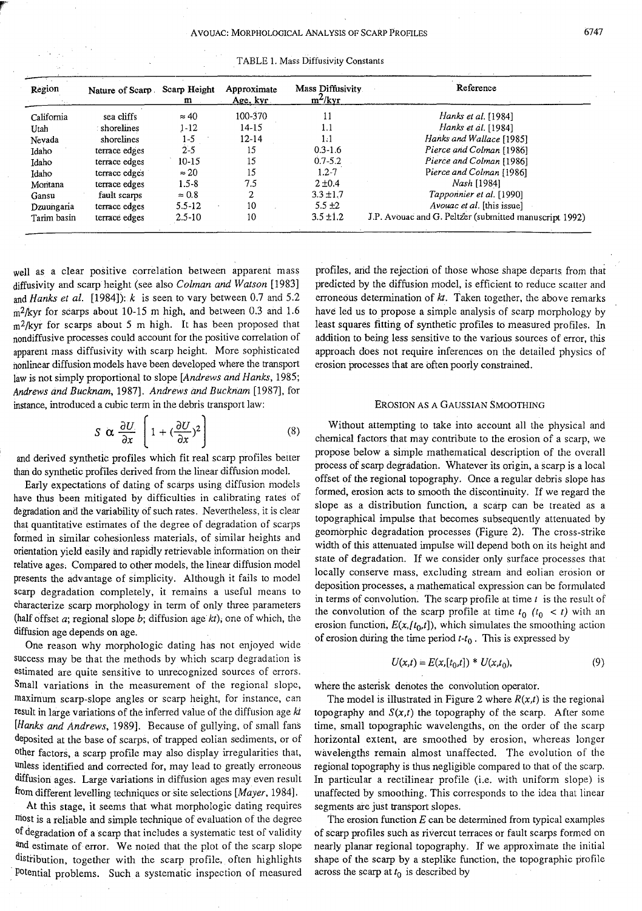TABLE 1. Mass Diffusivity Constants

| Region | Nature of Scarp | Scarp Height m | Approximate Age, kyr | Mass Diffusivity $m^2$/kyr | Reference |
|---|---|---|---|---|---|
| California | sea cliffs | ≈ 40 | 100-370 | 11 | *Hanks et al.* [1984] |
| Utah | shorelines | 1-12 | 14-15 | 1.1 | *Hanks et al.* [1984] |
| Nevada | shorelines | 1-5 | 12-14 | 1.1 | *Hanks and Wallace* [1985] |
| Idaho | terrace edges | 2-5 | 15 | 0.3-1.6 | *Pierce and Colman* [1986] |
| Idaho | terrace edges | 10-15 | 15 | 0.7-5.2 | *Pierce and Colman* [1986] |
| Idaho | terrace edges | ≈ 20 | 15 | 1.2-7 | *Pierce and Colman* [1986] |
| Montana | terrace edges | 1.5-8 | 7.5 | 2 ±0.4 | *Nash* [1984] |
| Gansu | fault scarps | ≈ 0.8 | 2 | 3.3 ±1.7 | *Tapponnier et al.* [1990] |
| Dzungaria | terrace edges | 5.5-12 | 10 | 5.5 ±2 | *Avouac et al.* [this issue] |
| Tarim basin | terrace edges | 2.5-10 | 10 | 3.5 ±1.2 | J.P. Avouac and G. Peltzer (submitted manuscript 1992) |

well as a clear positive correlation between apparent mass diffusivity and scarp height (see also *Colman and Watson* [1983] and *Hanks et al.* [1984]): $k$ is seen to vary between 0.7 and 5.2 $m^2$/kyr for scarps about 10-15 m high, and between 0.3 and 1.6 $m^2$/kyr for scarps about 5 m high. It has been proposed that nondiffusive processes could account for the positive correlation of apparent mass diffusivity with scarp height. More sophisticated nonlinear diffusion models have been developed where the transport law is not simply proportional to slope [*Andrews and Hanks*, 1985; *Andrews and Bucknam*, 1987]. *Andrews and Bucknam* [1987], for instance, introduced a cubic term in the debris transport law:

$$S \propto \frac{\partial U}{\partial x}\left[1+\left(\frac{\partial U}{\partial x}\right)^2\right] \tag{8}$$

and derived synthetic profiles which fit real scarp profiles better than do synthetic profiles derived from the linear diffusion model.

Early expectations of dating of scarps using diffusion models have thus been mitigated by difficulties in calibrating rates of degradation and the variability of such rates. Nevertheless, it is clear that quantitative estimates of the degree of degradation of scarps formed in similar cohesionless materials, of similar heights and orientation yield easily and rapidly retrievable information on their relative ages. Compared to other models, the linear diffusion model presents the advantage of simplicity. Although it fails to model scarp degradation completely, it remains a useful means to characterize scarp morphology in term of only three parameters (half offset $a$; regional slope $b$; diffusion age $kt$), one of which, the diffusion age depends on age.

One reason why morphologic dating has not enjoyed wide success may be that the methods by which scarp degradation is estimated are quite sensitive to unrecognized sources of errors. Small variations in the measurement of the regional slope, maximum scarp-slope angles or scarp height, for instance, can result in large variations of the inferred value of the diffusion age $kt$ [*Hanks and Andrews*, 1989]. Because of gullying, of small fans deposited at the base of scarps, of trapped eolian sediments, or of other factors, a scarp profile may also display irregularities that, unless identified and corrected for, may lead to greatly erroneous diffusion ages. Large variations in diffusion ages may even result from different levelling techniques or site selections [*Mayer*, 1984].

At this stage, it seems that what morphologic dating requires most is a reliable and simple technique of evaluation of the degree of degradation of a scarp that includes a systematic test of validity and estimate of error. We noted that the plot of the scarp slope distribution, together with the scarp profile, often highlights potential problems. Such a systematic inspection of measured profiles, and the rejection of those whose shape departs from that predicted by the diffusion model, is efficient to reduce scatter and erroneous determination of $kt$. Taken together, the above remarks have led us to propose a simple analysis of scarp morphology by least squares fitting of synthetic profiles to measured profiles. In addition to being less sensitive to the various sources of error, this approach does not require inferences on the detailed physics of erosion processes that are often poorly constrained.

## EROSION AS A GAUSSIAN SMOOTHING

Without attempting to take into account all the physical and chemical factors that may contribute to the erosion of a scarp, we propose below a simple mathematical description of the overall process of scarp degradation. Whatever its origin, a scarp is a local offset of the regional topography. Once a regular debris slope has formed, erosion acts to smooth the discontinuity. If we regard the slope as a distribution function, a scarp can be treated as a topographical impulse that becomes subsequently attenuated by geomorphic degradation processes (Figure 2). The cross-strike width of this attenuated impulse will depend both on its height and state of degradation. If we consider only surface processes that locally conserve mass, excluding stream and eolian erosion or deposition processes, a mathematical expression can be formulated in terms of convolution. The scarp profile at time $t$ is the result of the convolution of the scarp profile at time $t_0$ ($t_0 < t$) with an erosion function, $E(x,[t_0,t])$, which simulates the smoothing action of erosion during the time period $t$-$t_0$. This is expressed by

$$U(x,t) = E(x,[t_0,t]) * U(x,t_0), \tag{9}$$

where the asterisk denotes the convolution operator.

The model is illustrated in Figure 2 where $R(x,t)$ is the regional topography and $S(x,t)$ the topography of the scarp. After some time, small topographic wavelengths, on the order of the scarp horizontal extent, are smoothed by erosion, whereas longer wavelengths remain almost unaffected. The evolution of the regional topography is thus negligible compared to that of the scarp. In particular a rectilinear profile (i.e. with uniform slope) is unaffected by smoothing. This corresponds to the idea that linear segments are just transport slopes.

The erosion function $E$ can be determined from typical examples of scarp profiles such as rivercut terraces or fault scarps formed on nearly planar regional topography. If we approximate the initial shape of the scarp by a steplike function, the topographic profile across the scarp at $t_0$ is described by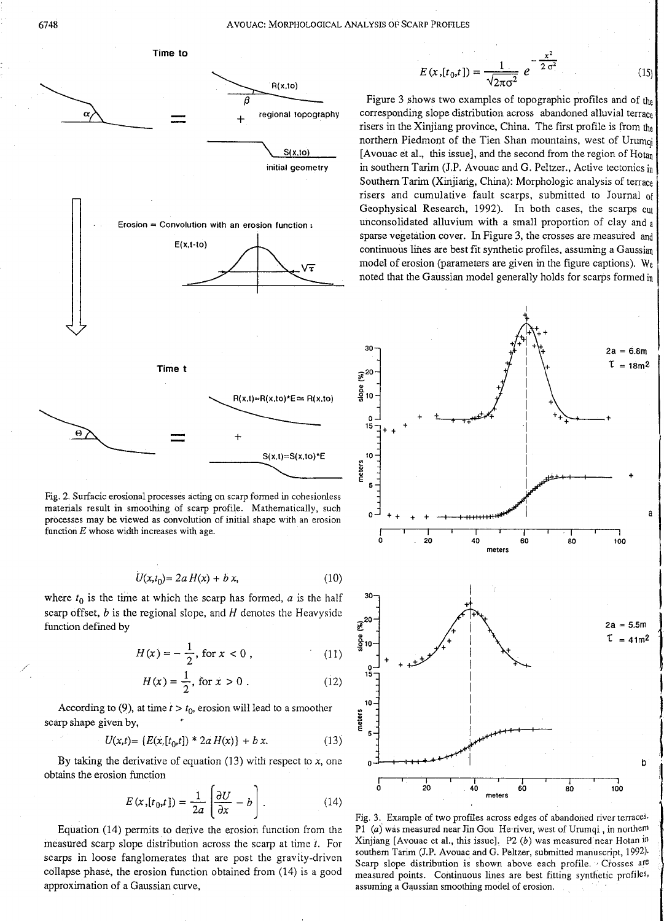Fig. 2. Surfacic erosional processes acting on scarp formed in cohesionless materials result in smoothing of scarp profile. Mathematically, such processes may be viewed as convolution of initial shape with an erosion function $E$ whose width increases with age.

$$U(x,t_0) = 2a\,H(x) + b\,x, \tag{10}$$

where $t_0$ is the time at which the scarp has formed, $a$ is the half scarp offset, $b$ is the regional slope, and $H$ denotes the Heavyside function defined by

$$H(x) = -\frac{1}{2}, \text{ for } x < 0\,, \tag{11}$$

$$H(x) = \frac{1}{2}, \text{ for } x > 0\,. \tag{12}$$

According to (9), at time $t > t_0$, erosion will lead to a smoother scarp shape given by,

$$U(x,t) = \{E(x,[t_0,t]) * 2a\,H(x)\} + b\,x. \tag{13}$$

By taking the derivative of equation (13) with respect to $x$, one obtains the erosion function

$$E(x,[t_0,t]) = \frac{1}{2a}\left[\frac{\partial U}{\partial x} - b\right]. \tag{14}$$

Equation (14) permits to derive the erosion function from the measured scarp slope distribution across the scarp at time $t$. For scarps in loose fanglomerates that are post the gravity-driven collapse phase, the erosion function obtained from (14) is a good approximation of a Gaussian curve,

$$E(x,[t_0,t]) = \frac{1}{\sqrt{2\pi\sigma^2}}\, e^{-\frac{x^2}{2\sigma^2}} \tag{15}$$

Figure 3 shows two examples of topographic profiles and of the corresponding slope distribution across abandoned alluvial terrace risers in the Xinjiang province, China. The first profile is from the northern Piedmont of the Tien Shan mountains, west of Urumqi [Avouac et al., this issue], and the second from the region of Hotan in southern Tarim (J.P. Avouac and G. Peltzer., Active tectonics in Southern Tarim (Xinjiang, China): Morphologic analysis of terrace risers and cumulative fault scarps, submitted to Journal of Geophysical Research, 1992). In both cases, the scarps cut unconsolidated alluvium with a small proportion of clay and a sparse vegetation cover. In Figure 3, the crosses are measured and continuous lines are best fit synthetic profiles, assuming a Gaussian model of erosion (parameters are given in the figure captions). We noted that the Gaussian model generally holds for scarps formed in

Fig. 3. Example of two profiles across edges of abandoned river terraces. P1 (*a*) was measured near Jin Gou He river, west of Urumqi, in northern Xinjiang [Avouac et al., this issue]. P2 (*b*) was measured near Hotan in southern Tarim (J.P. Avouac and G. Peltzer, submitted manuscript, 1992). Scarp slope distribution is shown above each profile. Crosses are measured points. Continuous lines are best fitting synthetic profiles, assuming a Gaussian smoothing model of erosion.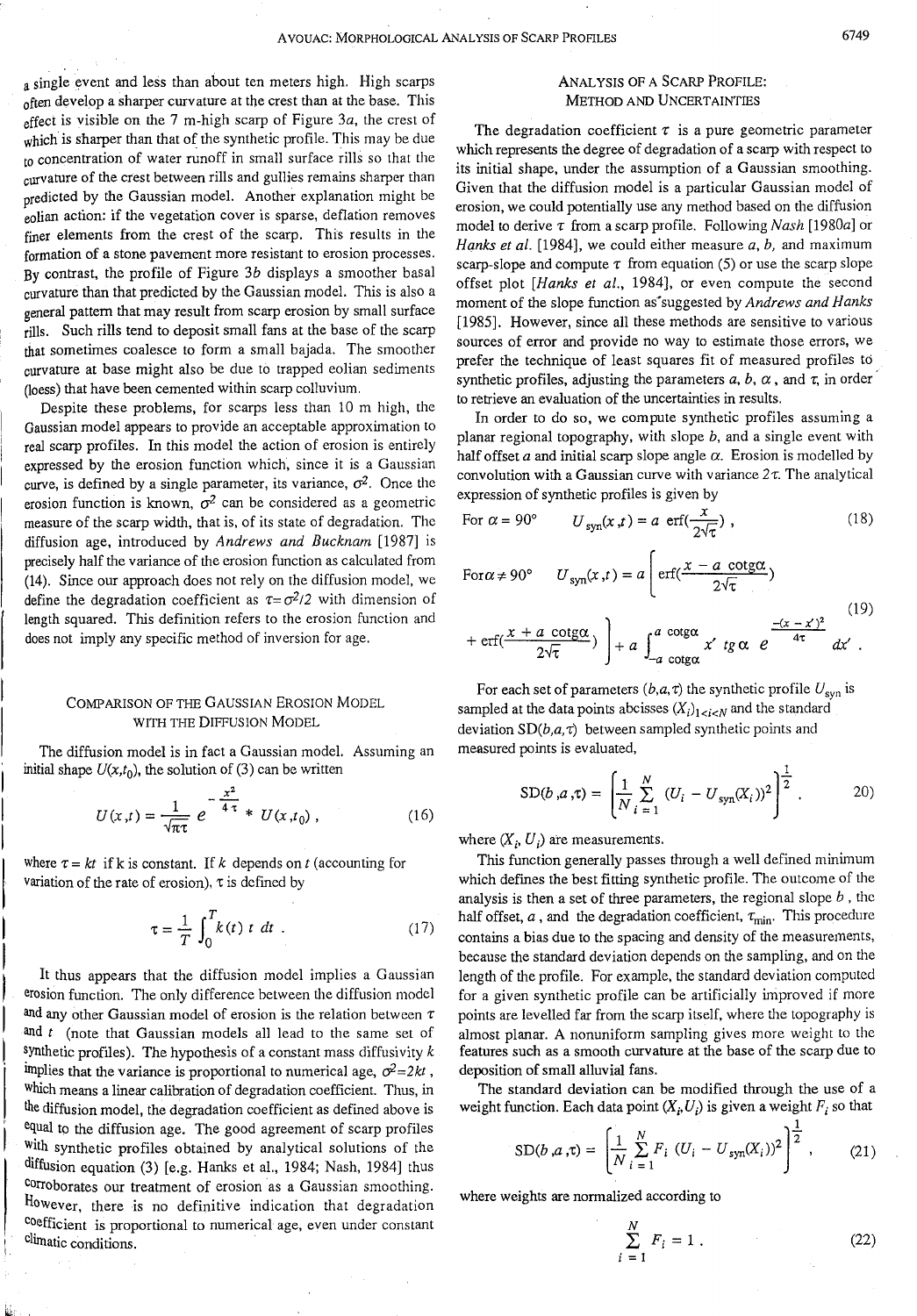a single event and less than about ten meters high. High scarps often develop a sharper curvature at the crest than at the base. This effect is visible on the 7 m-high scarp of Figure 3a, the crest of which is sharper than that of the synthetic profile. This may be due to concentration of water runoff in small surface rills so that the curvature of the crest between rills and gullies remains sharper than predicted by the Gaussian model. Another explanation might be eolian action: if the vegetation cover is sparse, deflation removes finer elements from the crest of the scarp. This results in the formation of a stone pavement more resistant to erosion processes. By contrast, the profile of Figure 3b displays a smoother basal curvature than that predicted by the Gaussian model. This is also a general pattern that may result from scarp erosion by small surface rills. Such rills tend to deposit small fans at the base of the scarp that sometimes coalesce to form a small bajada. The smoother curvature at base might also be due to trapped eolian sediments (loess) that have been cemented within scarp colluvium.

Despite these problems, for scarps less than 10 m high, the Gaussian model appears to provide an acceptable approximation to real scarp profiles. In this model the action of erosion is entirely expressed by the erosion function which, since it is a Gaussian curve, is defined by a single parameter, its variance, $\sigma^2$. Once the erosion function is known, $\sigma^2$ can be considered as a geometric measure of the scarp width, that is, of its state of degradation. The diffusion age, introduced by *Andrews and Bucknam* [1987] is precisely half the variance of the erosion function as calculated from (14). Since our approach does not rely on the diffusion model, we define the degradation coefficient as $\tau=\sigma^2/2$ with dimension of length squared. This definition refers to the erosion function and does not imply any specific method of inversion for age.

## Comparison of the Gaussian Erosion Model with the Diffusion Model

The diffusion model is in fact a Gaussian model. Assuming an initial shape $U(x,t_0)$, the solution of (3) can be written

$$U(x,t) = \frac{1}{\sqrt{\pi\tau}}\, e^{-\frac{x^2}{4\tau}} * U(x,t_0)\,, \tag{16}$$

where $\tau = kt$ if k is constant. If $k$ depends on $t$ (accounting for variation of the rate of erosion), $\tau$ is defined by

$$\tau = \frac{1}{T}\int_0^T k(t)\; t\; dt\;. \tag{17}$$

It thus appears that the diffusion model implies a Gaussian erosion function. The only difference between the diffusion model and any other Gaussian model of erosion is the relation between $\tau$ and $t$ (note that Gaussian models all lead to the same set of synthetic profiles). The hypothesis of a constant mass diffusivity $k$ implies that the variance is proportional to numerical age, $\sigma^2=2kt$, which means a linear calibration of degradation coefficient. Thus, in the diffusion model, the degradation coefficient as defined above is equal to the diffusion age. The good agreement of scarp profiles with synthetic profiles obtained by analytical solutions of the diffusion equation (3) [e.g. Hanks et al., 1984; Nash, 1984] thus corroborates our treatment of erosion as a Gaussian smoothing. However, there is no definitive indication that degradation coefficient is proportional to numerical age, even under constant climatic conditions.

## Analysis of a Scarp Profile: Method and Uncertainties

The degradation coefficient $\tau$ is a pure geometric parameter which represents the degree of degradation of a scarp with respect to its initial shape, under the assumption of a Gaussian smoothing. Given that the diffusion model is a particular Gaussian model of erosion, we could potentially use any method based on the diffusion model to derive $\tau$ from a scarp profile. Following *Nash* [1980*a*] or *Hanks et al.* [1984], we could either measure $a$, $b$, and maximum scarp-slope and compute $\tau$ from equation (5) or use the scarp slope offset plot [*Hanks et al.*, 1984], or even compute the second moment of the slope function as suggested by *Andrews and Hanks* [1985]. However, since all these methods are sensitive to various sources of error and provide no way to estimate those errors, we prefer the technique of least squares fit of measured profiles to synthetic profiles, adjusting the parameters $a$, $b$, $\alpha$, and $\tau$, in order to retrieve an evaluation of the uncertainties in results.

In order to do so, we compute synthetic profiles assuming a planar regional topography, with slope $b$, and a single event with half offset $a$ and initial scarp slope angle $\alpha$. Erosion is modelled by convolution with a Gaussian curve with variance $2\tau$. The analytical expression of synthetic profiles is given by

$$\text{For } \alpha = 90^\circ \qquad U_{\text{syn}}(x,t) = a\ \text{erf}\left(\frac{x}{2\sqrt{\tau}}\right)\,, \tag{18}$$

$$\text{For } \alpha \neq 90^\circ \qquad U_{\text{syn}}(x,t) = a\left[\text{erf}\left(\frac{x - a\ \text{cotg}\alpha}{2\sqrt{\tau}}\right) + \text{erf}\left(\frac{x + a\ \text{cotg}\alpha}{2\sqrt{\tau}}\right)\right] + a\int_{-a\ \text{cotg}\alpha}^{a\ \text{cotg}\alpha} x'\ tg\,\alpha\ e^{\frac{-(x-x')^2}{4\tau}}\, dx'\ . \tag{19}$$

For each set of parameters $(b,a,\tau)$ the synthetic profile $U_{\text{syn}}$ is sampled at the data points abcisses $(X_i)_{1<i<N}$ and the standard deviation $\text{SD}(b,a,\tau)$ between sampled synthetic points and measured points is evaluated,

$$\text{SD}(b\ ,a\ ,\tau) = \left[\frac{1}{N}\sum_{i=1}^{N}\ (U_i - U_{\text{syn}}(X_i))^2\right]^{\frac{1}{2}}\ . \tag{20}$$

where $(X_i, U_i)$ are measurements.

This function generally passes through a well defined minimum which defines the best fitting synthetic profile. The outcome of the analysis is then a set of three parameters, the regional slope $b$, the half offset, $a$, and the degradation coefficient, $\tau_{\text{min}}$. This procedure contains a bias due to the spacing and density of the measurements, because the standard deviation depends on the sampling, and on the length of the profile. For example, the standard deviation computed for a given synthetic profile can be artificially improved if more points are levelled far from the scarp itself, where the topography is almost planar. A nonuniform sampling gives more weight to the features such as a smooth curvature at the base of the scarp due to deposition of small alluvial fans.

The standard deviation can be modified through the use of a weight function. Each data point $(X_i,U_i)$ is given a weight $F_i$ so that

$$\text{SD}(b\ ,a\ ,\tau) = \left[\frac{1}{N}\sum_{i=1}^{N} F_i\ (U_i - U_{\text{syn}}(X_i))^2\right]^{\frac{1}{2}}\ , \tag{21}$$

where weights are normalized according to

$$\sum_{i=1}^{N} F_i = 1\ . \tag{22}$$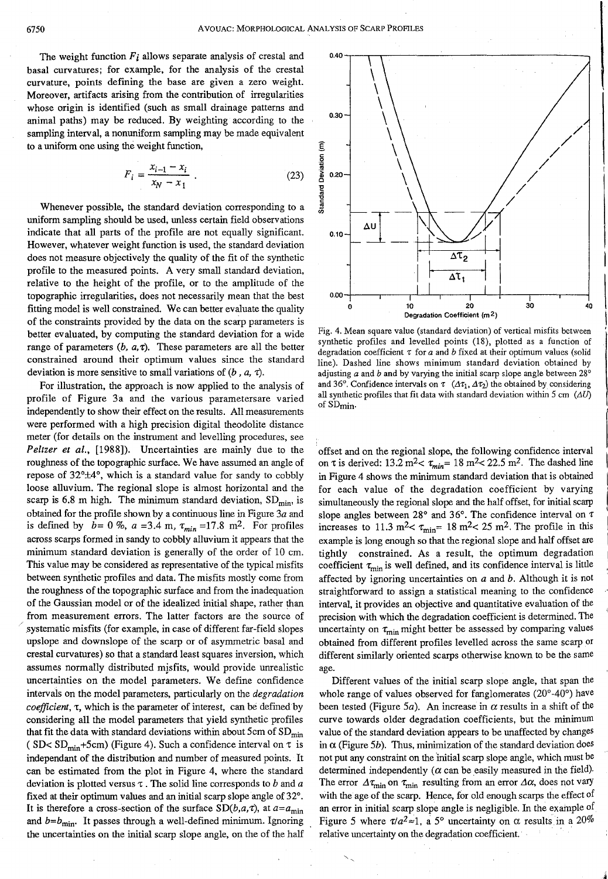The weight function $F_i$ allows separate analysis of crestal and basal curvatures; for example, for the analysis of the crestal curvature, points defining the base are given a zero weight. Moreover, artifacts arising from the contribution of irregularities whose origin is identified (such as small drainage patterns and animal paths) may be reduced. By weighting according to the sampling interval, a nonuniform sampling may be made equivalent to a uniform one using the weight function,

$$F_i = \frac{x_{i-1} - x_i}{x_N - x_1} \; . \quad (23)$$

Whenever possible, the standard deviation corresponding to a uniform sampling should be used, unless certain field observations indicate that all parts of the profile are not equally significant. However, whatever weight function is used, the standard deviation does not measure objectively the quality of the fit of the synthetic profile to the measured points. A very small standard deviation, relative to the height of the profile, or to the amplitude of the topographic irregularities, does not necessarily mean that the best fitting model is well constrained. We can better evaluate the quality of the constraints provided by the data on the scarp parameters is better evaluated, by computing the standard deviation for a wide range of parameters $(b, a, \tau)$. These parameters are all the better constrained around their optimum values since the standard deviation is more sensitive to small variations of $(b, a, \tau)$.

For illustration, the approach is now applied to the analysis of profile of Figure 3a and the various parametersare varied independently to show their effect on the results. All measurements were performed with a high precision digital theodolite distance meter (for details on the instrument and levelling procedures, see *Peltzer et al.*, [1988]). Uncertainties are mainly due to the roughness of the topographic surface. We have assumed an angle of repose of 32°±4°, which is a standard value for sandy to cobbly loose alluvium. The regional slope is almost horizontal and the scarp is 6.8 m high. The minimum standard deviation, $SD_{min}$, is obtained for the profile shown by a continuous line in Figure 3a and is defined by $b = 0$ %, $a = 3.4$ m, $\tau_{min} = 17.8$ m$^2$. For profiles across scarps formed in sandy to cobbly alluvium it appears that the minimum standard deviation is generally of the order of 10 cm. This value may be considered as representative of the typical misfits between synthetic profiles and data. The misfits mostly come from the roughness of the topographic surface and from the inadequation of the Gaussian model or of the idealized initial shape, rather than from measurement errors. The latter factors are the source of systematic misfits (for example, in case of different far-field slopes upslope and downslope of the scarp or of asymmetric basal and crestal curvatures) so that a standard least squares inversion, which assumes normally distributed misfits, would provide unrealistic uncertainties on the model parameters. We define confidence intervals on the model parameters, particularly on the *degradation coefficient*, $\tau$, which is the parameter of interest, can be defined by considering all the model parameters that yield synthetic profiles that fit the data with standard deviations within about 5cm of $SD_{min}$ ($SD < SD_{min}$+5cm) (Figure 4). Such a confidence interval on $\tau$ is independant of the distribution and number of measured points. It can be estimated from the plot in Figure 4, where the standard deviation is plotted versus $\tau$. The solid line corresponds to $b$ and $a$ fixed at their optimum values and an initial scarp slope angle of 32°. It is therefore a cross-section of the surface $SD(b,a,\tau)$, at $a = a_{min}$ and $b = b_{min}$. It passes through a well-defined minimum. Ignoring the uncertainties on the initial scarp slope angle, on the of the half offset and on the regional slope, the following confidence interval on $\tau$ is derived: 13.2 m$^2$< $\tau_{min}$= 18 m$^2$< 22.5 m$^2$. The dashed line in Figure 4 shows the minimum standard deviation that is obtained for each value of the degradation coefficient by varying simultaneously the regional slope and the half offset, for initial scarp slope angles between 28° and 36°. The confidence interval on $\tau$ increases to 11.3 m$^2$< $\tau_{min}$= 18 m$^2$< 25 m$^2$. The profile in this example is long enough so that the regional slope and half offset are tightly constrained. As a result, the optimum degradation coefficient $\tau_{min}$ is well defined, and its confidence interval is little affected by ignoring uncertainties on $a$ and $b$. Although it is not straightforward to assign a statistical meaning to the confidence interval, it provides an objective and quantitative evaluation of the precision with which the degradation coefficient is determined. The uncertainty on $\tau_{min}$ might better be assessed by comparing values obtained from different profiles levelled across the same scarp or different similarly oriented scarps otherwise known to be the same age.

Fig. 4. Mean square value (standard deviation) of vertical misfits between synthetic profiles and levelled points (18), plotted as a function of degradation coefficient $\tau$ for $a$ and $b$ fixed at their optimum values (solid line). Dashed line shows minimum standard deviation obtained by adjusting $a$ and $b$ and by varying the initial scarp slope angle between 28° and 36°. Confidence intervals on $\tau$ ($\Delta\tau_1$, $\Delta\tau_2$) the obtained by considering all synthetic profiles that fit data with standard deviation within 5 cm ($\Delta U$) of $SD_{min}$.

Different values of the initial scarp slope angle, that span the whole range of values observed for fanglomerates (20°-40°) have been tested (Figure 5a). An increase in $\alpha$ results in a shift of the curve towards older degradation coefficients, but the minimum value of the standard deviation appears to be unaffected by changes in $\alpha$ (Figure 5b). Thus, minimization of the standard deviation does not put any constraint on the initial scarp slope angle, which must be determined independently ($\alpha$ can be easily measured in the field). The error $\Delta\tau_{min}$ on $\tau_{min}$ resulting from an error $\Delta\alpha$, does not vary with the age of the scarp. Hence, for old enough scarps the effect of an error in initial scarp slope angle is negligible. In the example of Figure 5 where $\tau/a^2 \approx 1$, a 5° uncertainty on $\alpha$ results in a 20% relative uncertainty on the degradation coefficient.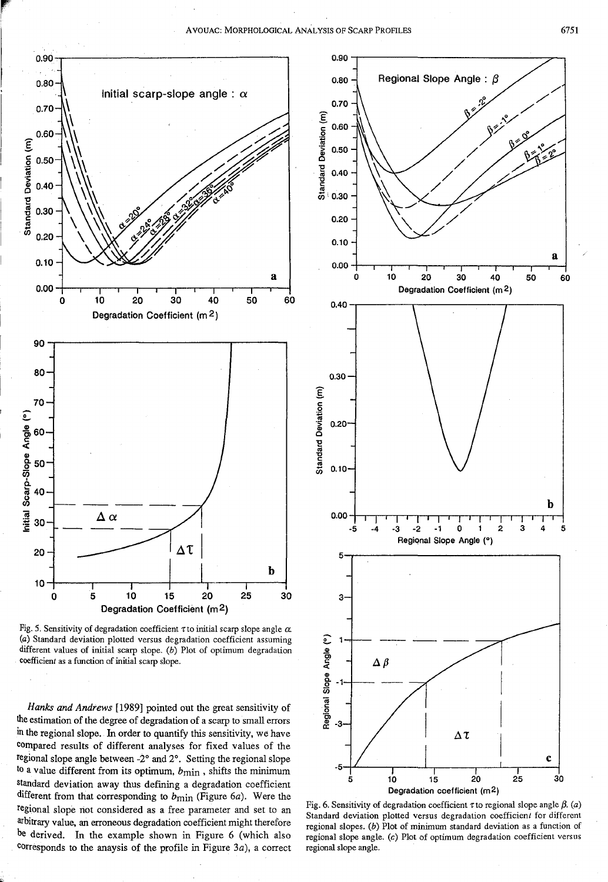Fig. 5. Sensitivity of degradation coefficient $\tau$ to initial scarp slope angle $\alpha$. (*a*) Standard deviation plotted versus degradation coefficient assuming different values of initial scarp slope. (*b*) Plot of optimum degradation coefficient as a function of initial scarp slope.

*Hanks and Andrews* [1989] pointed out the great sensitivity of the estimation of the degree of degradation of a scarp to small errors in the regional slope. In order to quantify this sensitivity, we have compared results of different analyses for fixed values of the regional slope angle between -2° and 2°. Setting the regional slope to a value different from its optimum, $b_{min}$, shifts the minimum standard deviation away thus defining a degradation coefficient different from that corresponding to $b_{min}$ (Figure 6*a*). Were the regional slope not considered as a free parameter and set to an arbitrary value, an erroneous degradation coefficient might therefore be derived. In the example shown in Figure 6 (which also corresponds to the anaysis of the profile in Figure 3*a*), a correct

Fig. 6. Sensitivity of degradation coefficient $\tau$ to regional slope angle $\beta$. (*a*) Standard deviation plotted versus degradation coefficient for different regional slopes. (*b*) Plot of minimum standard deviation as a function of regional slope angle. (*c*) Plot of optimum degradation coefficient versus regional slope angle.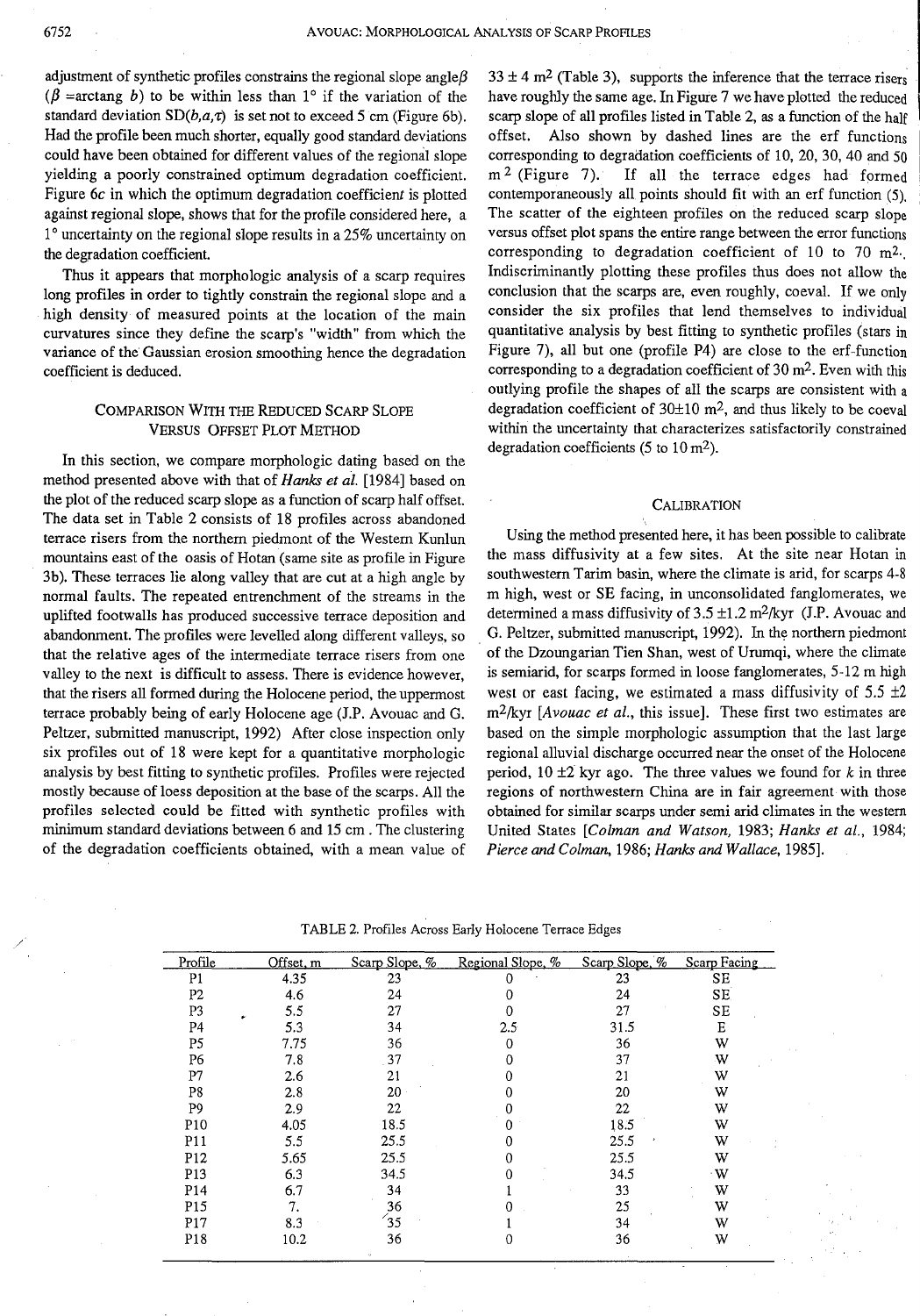adjustment of synthetic profiles constrains the regional slope angle $\beta$ ($\beta$ =arctang $b$) to be within less than 1° if the variation of the standard deviation SD($b,a,\tau$) is set not to exceed 5 cm (Figure 6b). Had the profile been much shorter, equally good standard deviations could have been obtained for different values of the regional slope yielding a poorly constrained optimum degradation coefficient. Figure 6c in which the optimum degradation coefficient is plotted against regional slope, shows that for the profile considered here, a 1° uncertainty on the regional slope results in a 25% uncertainty on the degradation coefficient.

Thus it appears that morphologic analysis of a scarp requires long profiles in order to tightly constrain the regional slope and a high density of measured points at the location of the main curvatures since they define the scarp's "width" from which the variance of the Gaussian erosion smoothing hence the degradation coefficient is deduced.

## COMPARISON WITH THE REDUCED SCARP SLOPE VERSUS OFFSET PLOT METHOD

In this section, we compare morphologic dating based on the method presented above with that of *Hanks et al.* [1984] based on the plot of the reduced scarp slope as a function of scarp half offset. The data set in Table 2 consists of 18 profiles across abandoned terrace risers from the northern piedmont of the Western Kunlun mountains east of the oasis of Hotan (same site as profile in Figure 3b). These terraces lie along valley that are cut at a high angle by normal faults. The repeated entrenchment of the streams in the uplifted footwalls has produced successive terrace deposition and abandonment. The profiles were levelled along different valleys, so that the relative ages of the intermediate terrace risers from one valley to the next is difficult to assess. There is evidence however, that the risers all formed during the Holocene period, the uppermost terrace probably being of early Holocene age (J.P. Avouac and G. Peltzer, submitted manuscript, 1992) After close inspection only six profiles out of 18 were kept for a quantitative morphologic analysis by best fitting to synthetic profiles. Profiles were rejected mostly because of loess deposition at the base of the scarps. All the profiles selected could be fitted with synthetic profiles with minimum standard deviations between 6 and 15 cm . The clustering of the degradation coefficients obtained, with a mean value of $33 \pm 4$ m$^2$ (Table 3), supports the inference that the terrace risers have roughly the same age. In Figure 7 we have plotted the reduced scarp slope of all profiles listed in Table 2, as a function of the half offset. Also shown by dashed lines are the erf functions corresponding to degradation coefficients of 10, 20, 30, 40 and 50 m$^2$ (Figure 7). If all the terrace edges had formed contemporaneously all points should fit with an erf function (5). The scatter of the eighteen profiles on the reduced scarp slope versus offset plot spans the entire range between the error functions corresponding to degradation coefficient of 10 to 70 m$^2$. Indiscriminantly plotting these profiles thus does not allow the conclusion that the scarps are, even roughly, coeval. If we only consider the six profiles that lend themselves to individual quantitative analysis by best fitting to synthetic profiles (stars in Figure 7), all but one (profile P4) are close to the erf-function corresponding to a degradation coefficient of 30 m$^2$. Even with this outlying profile the shapes of all the scarps are consistent with a degradation coefficient of $30 \pm 10$ m$^2$, and thus likely to be coeval within the uncertainty that characterizes satisfactorily constrained degradation coefficients (5 to 10 m$^2$).

## CALIBRATION

Using the method presented here, it has been possible to calibrate the mass diffusivity at a few sites. At the site near Hotan in southwestern Tarim basin, where the climate is arid, for scarps 4-8 m high, west or SE facing, in unconsolidated fanglomerates, we determined a mass diffusivity of $3.5 \pm 1.2$ m$^2$/kyr (J.P. Avouac and G. Peltzer, submitted manuscript, 1992). In the northern piedmont of the Dzoungarian Tien Shan, west of Urumqi, where the climate is semiarid, for scarps formed in loose fanglomerates, 5-12 m high west or east facing, we estimated a mass diffusivity of $5.5 \pm 2$ m$^2$/kyr [*Avouac et al.*, this issue]. These first two estimates are based on the simple morphologic assumption that the last large regional alluvial discharge occurred near the onset of the Holocene period, $10 \pm 2$ kyr ago. The three values we found for $k$ in three regions of northwestern China are in fair agreement with those obtained for similar scarps under semi arid climates in the western United States [*Colman and Watson,* 1983; *Hanks et al.*, 1984; *Pierce and Colman*, 1986; *Hanks and Wallace*, 1985].

TABLE 2. Profiles Across Early Holocene Terrace Edges

| Profile | Offset, m | Scarp Slope, % | Regional Slope, % | Scarp Slope, % | Scarp Facing |
|---|---|---|---|---|---|
| P1 | 4.35 | 23 | 0 | 23 | SE |
| P2 | 4.6 | 24 | 0 | 24 | SE |
| P3 | 5.5 | 27 | 0 | 27 | SE |
| P4 | 5.3 | 34 | 2.5 | 31.5 | E |
| P5 | 7.75 | 36 | 0 | 36 | W |
| P6 | 7.8 | 37 | 0 | 37 | W |
| P7 | 2.6 | 21 | 0 | 21 | W |
| P8 | 2.8 | 20 | 0 | 20 | W |
| P9 | 2.9 | 22 | 0 | 22 | W |
| P10 | 4.05 | 18.5 | 0 | 18.5 | W |
| P11 | 5.5 | 25.5 | 0 | 25.5 | W |
| P12 | 5.65 | 25.5 | 0 | 25.5 | W |
| P13 | 6.3 | 34.5 | 0 | 34.5 | W |
| P14 | 6.7 | 34 | 1 | 33 | W |
| P15 | 7. | 36 | 0 | 25 | W |
| P17 | 8.3 | 35 | 1 | 34 | W |
| P18 | 10.2 | 36 | 0 | 36 | W |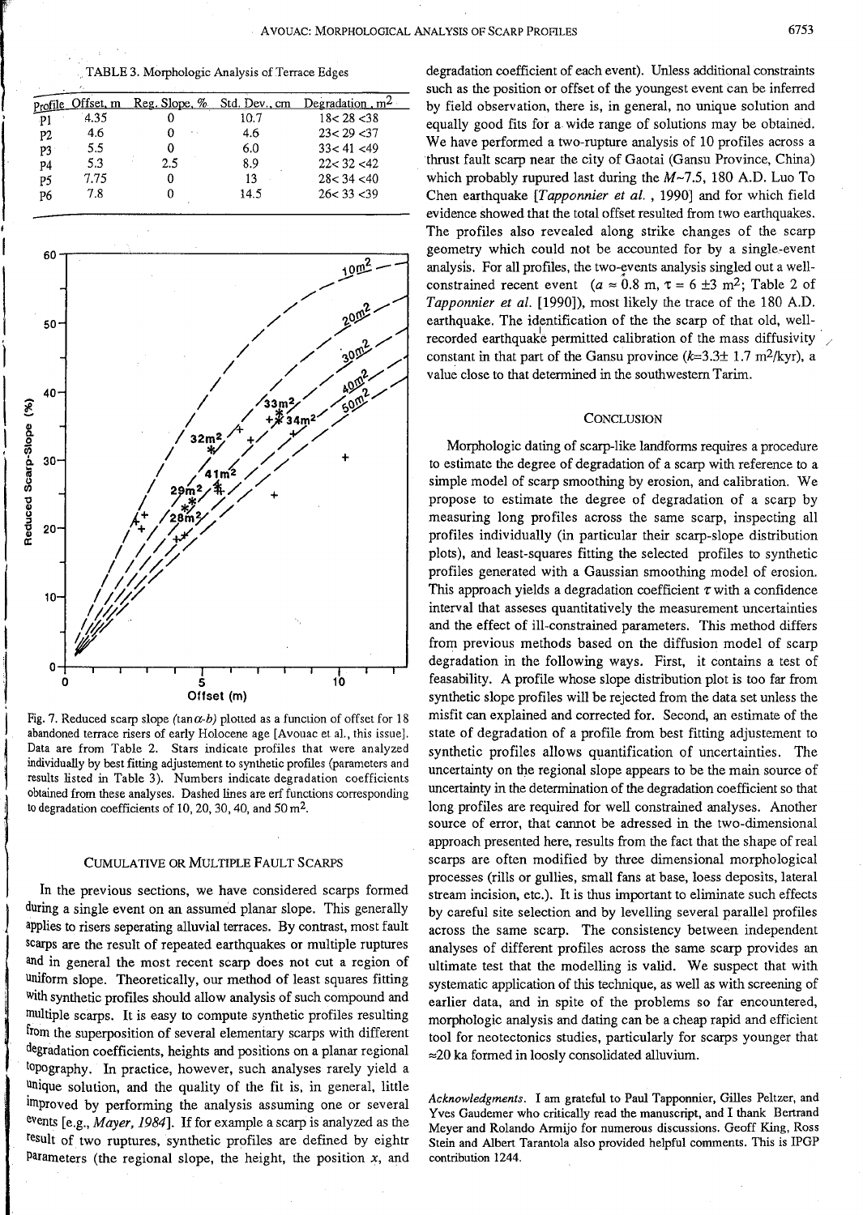TABLE 3. Morphologic Analysis of Terrace Edges

| Profile | Offset, m | Reg. Slope, % | Std. Dev., cm | Degradation, m$^2$ |
|---|---|---|---|---|
| P1 | 4.35 | 0 | 10.7 | 18< 28 <38 |
| P2 | 4.6 | 0 | 4.6 | 23< 29 <37 |
| P3 | 5.5 | 0 | 6.0 | 33< 41 <49 |
| P4 | 5.3 | 2.5 | 8.9 | 22< 32 <42 |
| P5 | 7.75 | 0 | 13 | 28< 34 <40 |
| P6 | 7.8 | 0 | 14.5 | 26< 33 <39 |

Fig. 7. Reduced scarp slope ($\tan\alpha$-$b$) plotted as a function of offset for 18 abandoned terrace risers of early Holocene age [Avouac et al., this issue]. Data are from Table 2. Stars indicate profiles that were analyzed individually by best fitting adjustement to synthetic profiles (parameters and results listed in Table 3). Numbers indicate degradation coefficients obtained from these analyses. Dashed lines are erf functions corresponding to degradation coefficients of 10, 20, 30, 40, and 50 m$^2$.

## CUMULATIVE OR MULTIPLE FAULT SCARPS

In the previous sections, we have considered scarps formed during a single event on an assumed planar slope. This generally applies to risers seperating alluvial terraces. By contrast, most fault scarps are the result of repeated earthquakes or multiple ruptures and in general the most recent scarp does not cut a region of uniform slope. Theoretically, our method of least squares fitting with synthetic profiles should allow analysis of such compound and multiple scarps. It is easy to compute synthetic profiles resulting from the superposition of several elementary scarps with different degradation coefficients, heights and positions on a planar regional topography. In practice, however, such analyses rarely yield a unique solution, and the quality of the fit is, in general, little improved by performing the analysis assuming one or several events [e.g., *Mayer, 1984*]. If for example a scarp is analyzed as the result of two ruptures, synthetic profiles are defined by eightr parameters (the regional slope, the height, the position $x$, and degradation coefficient of each event). Unless additional constraints such as the position or offset of the youngest event can be inferred by field observation, there is, in general, no unique solution and equally good fits for a wide range of solutions may be obtained. We have performed a two-rupture analysis of 10 profiles across a thrust fault scarp near the city of Gaotai (Gansu Province, China) which probably rupured last during the $M$~7.5, 180 A.D. Luo To Chen earthquake [*Tapponnier et al.*, 1990] and for which field evidence showed that the total offset resulted from two earthquakes. The profiles also revealed along strike changes of the scarp geometry which could not be accounted for by a single-event analysis. For all profiles, the two-events analysis singled out a well-constrained recent event ($a \approx 0.8$ m, $\tau = 6 \pm 3$ m$^2$; Table 2 of *Tapponnier et al.* [1990]), most likely the trace of the 180 A.D. earthquake. The identification of the the scarp of that old, well-recorded earthquake permitted calibration of the mass diffusivity constant in that part of the Gansu province ($k$=3.3± 1.7 m$^2$/kyr), a value close to that determined in the southwestern Tarim.

## CONCLUSION

Morphologic dating of scarp-like landforms requires a procedure to estimate the degree of degradation of a scarp with reference to a simple model of scarp smoothing by erosion, and calibration. We propose to estimate the degree of degradation of a scarp by measuring long profiles across the same scarp, inspecting all profiles individually (in particular their scarp-slope distribution plots), and least-squares fitting the selected profiles to synthetic profiles generated with a Gaussian smoothing model of erosion. This approach yields a degradation coefficient $\tau$ with a confidence interval that asseses quantitatively the measurement uncertainties and the effect of ill-constrained parameters. This method differs from previous methods based on the diffusion model of scarp degradation in the following ways. First, it contains a test of feasability. A profile whose slope distribution plot is too far from synthetic slope profiles will be rejected from the data set unless the misfit can explained and corrected for. Second, an estimate of the state of degradation of a profile from best fitting adjustement to synthetic profiles allows quantification of uncertainties. The uncertainty on the regional slope appears to be the main source of uncertainty in the determination of the degradation coefficient so that long profiles are required for well constrained analyses. Another source of error, that cannot be adressed in the two-dimensional approach presented here, results from the fact that the shape of real scarps are often modified by three dimensional morphological processes (rills or gullies, small fans at base, loess deposits, lateral stream incision, etc.). It is thus important to eliminate such effects by careful site selection and by levelling several parallel profiles across the same scarp. The consistency between independent analyses of different profiles across the same scarp provides an ultimate test that the modelling is valid. We suspect that with systematic application of this technique, as well as with screening of earlier data, and in spite of the problems so far encountered, morphologic analysis and dating can be a cheap rapid and efficient tool for neotectonics studies, particularly for scarps younger that ≈20 ka formed in loosly consolidated alluvium.

*Acknowledgments.* I am grateful to Paul Tapponnier, Gilles Peltzer, and Yves Gaudemer who critically read the manuscript, and I thank Bertrand Meyer and Rolando Armijo for numerous discussions. Geoff King, Ross Stein and Albert Tarantola also provided helpful comments. This is IPGP contribution 1244.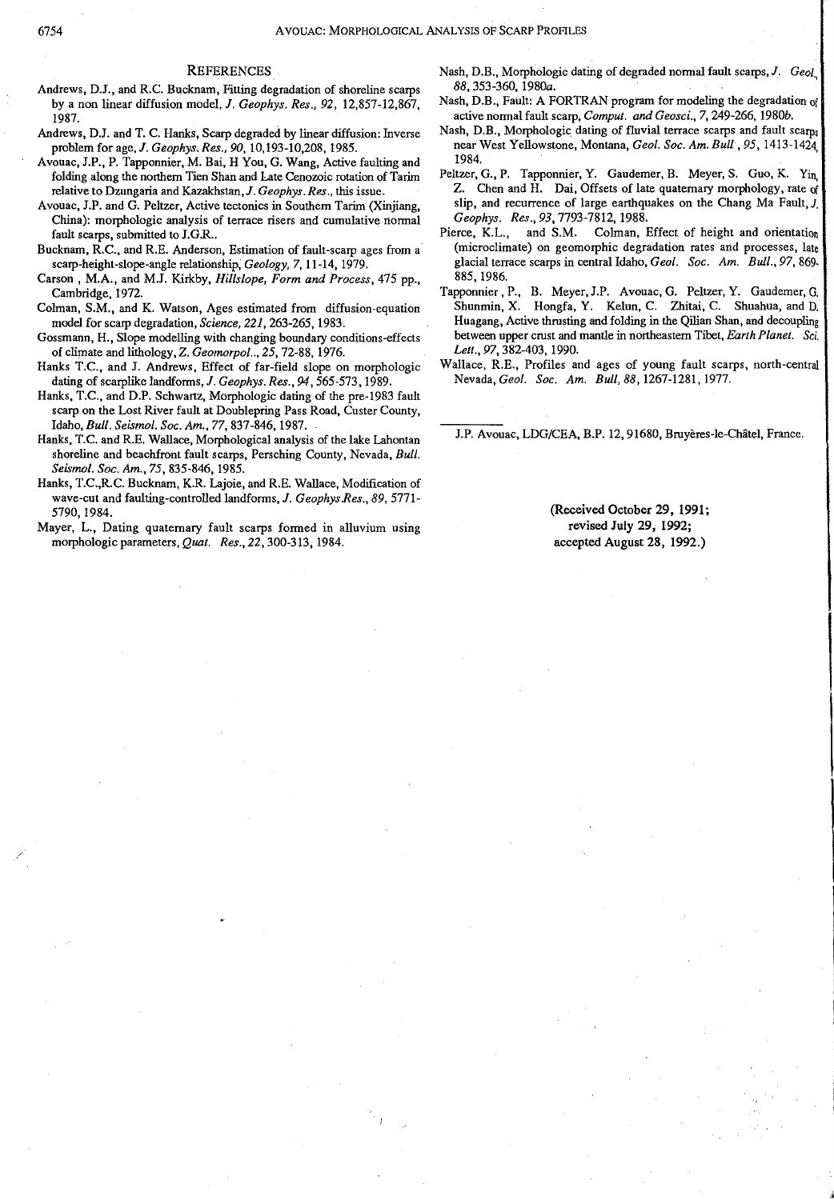## REFERENCES

Andrews, D.J., and R.C. Bucknam, Fitting degradation of shoreline scarps by a non linear diffusion model, *J. Geophys. Res., 92,* 12,857-12,867, 1987.

Andrews, D.J. and T. C. Hanks, Scarp degraded by linear diffusion: Inverse problem for age, *J. Geophys. Res., 90,* 10,193-10,208, 1985.

Avouac, J.P., P. Tapponnier, M. Bai, H You, G. Wang, Active faulting and folding along the northern Tien Shan and Late Cenozoic rotation of Tarim relative to Dzungaria and Kazakhstan, *J. Geophys. Res.,* this issue.

Avouac, J.P. and G. Peltzer, Active tectonics in Southern Tarim (Xinjiang, China): morphologic analysis of terrace risers and cumulative normal fault scarps, submitted to J.G.R..

Bucknam, R.C., and R.E. Anderson, Estimation of fault-scarp ages from a scarp-height-slope-angle relationship, *Geology, 7,* 11-14, 1979.

Carson , M.A., and M.J. Kirkby, *Hillslope, Form and Process,* 475 pp., Cambridge, 1972.

Colman, S.M., and K. Watson, Ages estimated from diffusion-equation model for scarp degradation, *Science, 221,* 263-265, 1983.

Gossmann, H., Slope modelling with changing boundary conditions-effects of climate and lithology, *Z. Geomorpol.., 25,* 72-88, 1976.

Hanks T.C., and J. Andrews, Effect of far-field slope on morphologic dating of scarplike landforms, *J. Geophys. Res., 94,* 565-573, 1989.

Hanks, T.C., and D.P. Schwartz, Morphologic dating of the pre-1983 fault scarp on the Lost River fault at Doublepring Pass Road, Custer County, Idaho, *Bull. Seismol. Soc. Am., 77,* 837-846, 1987.

Hanks, T.C. and R.E. Wallace, Morphological analysis of the lake Lahontan shoreline and beachfront fault scarps, Persching County, Nevada, *Bull. Seismol. Soc. Am., 75,* 835-846, 1985.

Hanks, T.C.,R.C. Bucknam, K.R. Lajoie, and R.E. Wallace, Modification of wave-cut and faulting-controlled landforms, *J. Geophys.Res., 89,* 5771-5790, 1984.

Mayer, L., Dating quaternary fault scarps formed in alluvium using morphologic parameters, *Quat. Res., 22,* 300-313, 1984.

Nash, D.B., Morphologic dating of degraded normal fault scarps, *J. Geol., 88,* 353-360, 1980*a*.

Nash, D.B., Fault: A FORTRAN program for modeling the degradation of active normal fault scarp, *Comput. and Geosci., 7,* 249-266, 1980*b*.

Nash, D.B., Morphologic dating of fluvial terrace scarps and fault scarps near West Yellowstone, Montana, *Geol. Soc. Am. Bull , 95,* 1413-1424, 1984.

Peltzer, G., P. Tapponnier, Y. Gaudemer, B. Meyer, S. Guo, K. Yin, Z. Chen and H. Dai, Offsets of late quaternary morphology, rate of slip, and recurrence of large earthquakes on the Chang Ma Fault, *J. Geophys. Res., 93,* 7793-7812, 1988.

Pierce, K.L., and S.M. Colman, Effect of height and orientation (microclimate) on geomorphic degradation rates and processes, late glacial terrace scarps in central Idaho, *Geol. Soc. Am. Bull., 97,* 869-885, 1986.

Tapponnier , P., B. Meyer, J.P. Avouac, G. Peltzer, Y. Gaudemer, G. Shunmin, X. Hongfa, Y. Kelun, C. Zhitai, C. Shuahua, and D. Huagang, Active thrusting and folding in the Qilian Shan, and decoupling between upper crust and mantle in northeastern Tibet, *Earth Planet. Sci. Lett., 97,* 382-403, 1990.

Wallace, R.E., Profiles and ages of young fault scarps, north-central Nevada, *Geol. Soc. Am. Bull, 88,* 1267-1281, 1977.

---

J.P. Avouac, LDG/CEA, B.P. 12, 91680, Bruyères-le-Châtel, France.

**(Received October 29, 1991; revised July 29, 1992; accepted August 28, 1992.)**